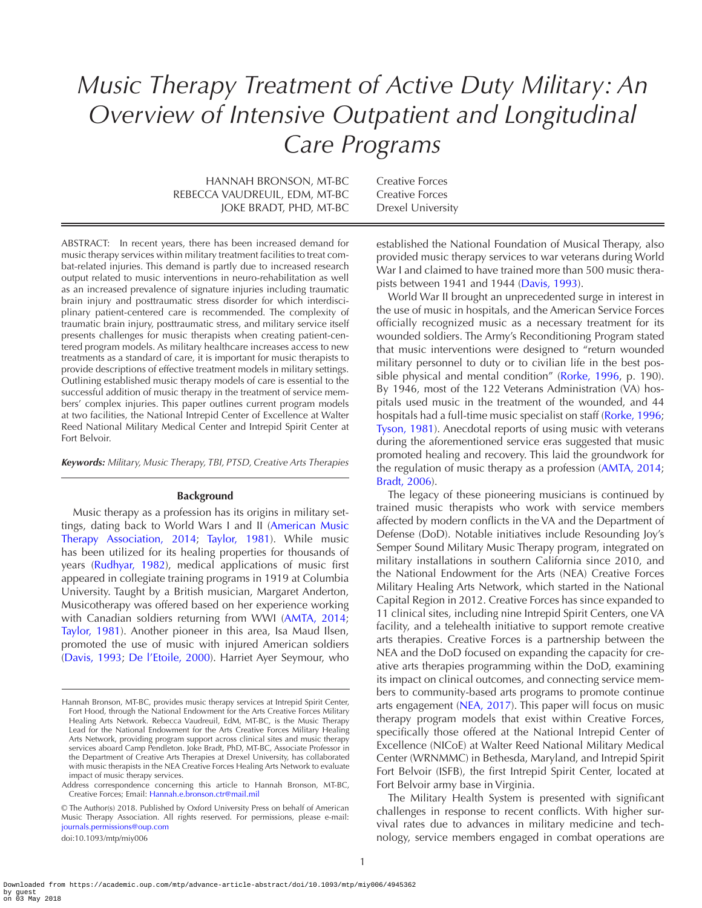# Music Therapy Treatment of Active Duty Military: An Overview of Intensive Outpatient and Longitudinal Care Programs

HANNAH BRONSON, MT-BC — Creative Forces
REBECCA VAUDREUIL, EDM, MT-BC — Creative Forces
JOKE BRADT, PHD, MT-BC — Drexel University

ABSTRACT: In recent years, there has been increased demand for music therapy services within military treatment facilities to treat combat-related injuries. This demand is partly due to increased research output related to music interventions in neuro-rehabilitation as well as an increased prevalence of signature injuries including traumatic brain injury and posttraumatic stress disorder for which interdisciplinary patient-centered care is recommended. The complexity of traumatic brain injury, posttraumatic stress, and military service itself presents challenges for music therapists when creating patient-centered program models. As military healthcare increases access to new treatments as a standard of care, it is important for music therapists to provide descriptions of effective treatment models in military settings. Outlining established music therapy models of care is essential to the successful addition of music therapy in the treatment of service members' complex injuries. This paper outlines current program models at two facilities, the National Intrepid Center of Excellence at Walter Reed National Military Medical Center and Intrepid Spirit Center at Fort Belvoir.

***Keywords:*** *Military, Music Therapy, TBI, PTSD, Creative Arts Therapies*

## Background

Music therapy as a profession has its origins in military settings, dating back to World Wars I and II (American Music Therapy Association, 2014; Taylor, 1981). While music has been utilized for its healing properties for thousands of years (Rudhyar, 1982), medical applications of music first appeared in collegiate training programs in 1919 at Columbia University. Taught by a British musician, Margaret Anderton, Musicotherapy was offered based on her experience working with Canadian soldiers returning from WWI (AMTA, 2014; Taylor, 1981). Another pioneer in this area, Isa Maud Ilsen, promoted the use of music with injured American soldiers (Davis, 1993; De l'Etoile, 2000). Harriet Ayer Seymour, who established the National Foundation of Musical Therapy, also provided music therapy services to war veterans during World War I and claimed to have trained more than 500 music therapists between 1941 and 1944 (Davis, 1993).

World War II brought an unprecedented surge in interest in the use of music in hospitals, and the American Service Forces officially recognized music as a necessary treatment for its wounded soldiers. The Army's Reconditioning Program stated that music interventions were designed to "return wounded military personnel to duty or to civilian life in the best possible physical and mental condition" (Rorke, 1996, p. 190). By 1946, most of the 122 Veterans Administration (VA) hospitals used music in the treatment of the wounded, and 44 hospitals had a full-time music specialist on staff (Rorke, 1996; Tyson, 1981). Anecdotal reports of using music with veterans during the aforementioned service eras suggested that music promoted healing and recovery. This laid the groundwork for the regulation of music therapy as a profession (AMTA, 2014; Bradt, 2006).

The legacy of these pioneering musicians is continued by trained music therapists who work with service members affected by modern conflicts in the VA and the Department of Defense (DoD). Notable initiatives include Resounding Joy's Semper Sound Military Music Therapy program, integrated on military installations in southern California since 2010, and the National Endowment for the Arts (NEA) Creative Forces Military Healing Arts Network, which started in the National Capital Region in 2012. Creative Forces has since expanded to 11 clinical sites, including nine Intrepid Spirit Centers, one VA facility, and a telehealth initiative to support remote creative arts therapies. Creative Forces is a partnership between the NEA and the DoD focused on expanding the capacity for creative arts therapies programming within the DoD, examining its impact on clinical outcomes, and connecting service members to community-based arts programs to promote continue arts engagement (NEA, 2017). This paper will focus on music therapy program models that exist within Creative Forces, specifically those offered at the National Intrepid Center of Excellence (NICoE) at Walter Reed National Military Medical Center (WRNMMC) in Bethesda, Maryland, and Intrepid Spirit Fort Belvoir (ISFB), the first Intrepid Spirit Center, located at Fort Belvoir army base in Virginia.

The Military Health System is presented with significant challenges in response to recent conflicts. With higher survival rates due to advances in military medicine and technology, service members engaged in combat operations are

---

Hannah Bronson, MT-BC, provides music therapy services at Intrepid Spirit Center, Fort Hood, through the National Endowment for the Arts Creative Forces Military Healing Arts Network. Rebecca Vaudreuil, EdM, MT-BC, is the Music Therapy Lead for the National Endowment for the Arts Creative Forces Military Healing Arts Network, providing program support across clinical sites and music therapy services aboard Camp Pendleton. Joke Bradt, PhD, MT-BC, Associate Professor in the Department of Creative Arts Therapies at Drexel University, has collaborated with music therapists in the NEA Creative Forces Healing Arts Network to evaluate impact of music therapy services.

Address correspondence concerning this article to Hannah Bronson, MT-BC, Creative Forces; Email: Hannah.e.bronson.ctr@mail.mil

© The Author(s) 2018. Published by Oxford University Press on behalf of American Music Therapy Association. All rights reserved. For permissions, please e-mail: journals.permissions@oup.com

doi:10.1093/mtp/miy006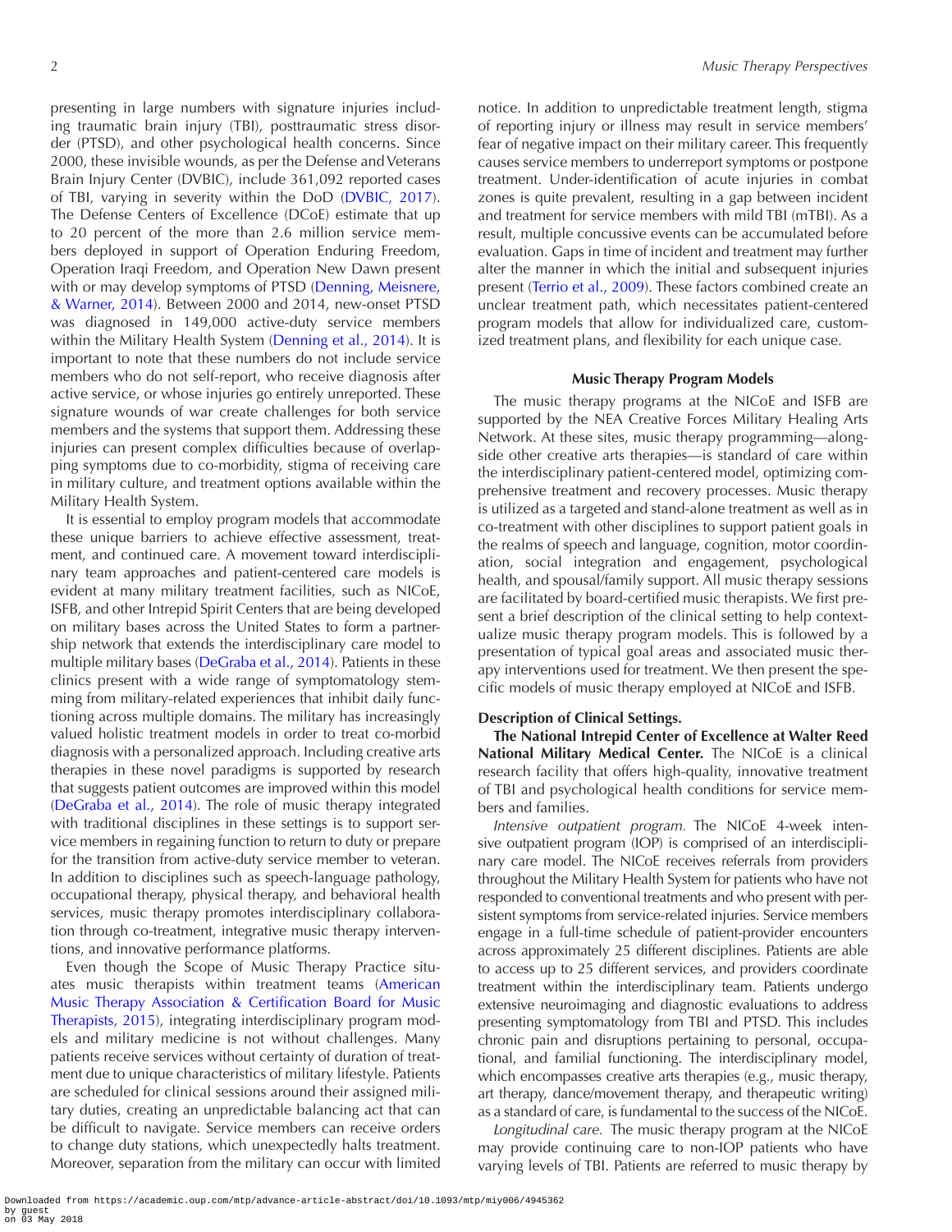presenting in large numbers with signature injuries including traumatic brain injury (TBI), posttraumatic stress disorder (PTSD), and other psychological health concerns. Since 2000, these invisible wounds, as per the Defense and Veterans Brain Injury Center (DVBIC), include 361,092 reported cases of TBI, varying in severity within the DoD (DVBIC, 2017). The Defense Centers of Excellence (DCoE) estimate that up to 20 percent of the more than 2.6 million service members deployed in support of Operation Enduring Freedom, Operation Iraqi Freedom, and Operation New Dawn present with or may develop symptoms of PTSD (Denning, Meisnere, & Warner, 2014). Between 2000 and 2014, new-onset PTSD was diagnosed in 149,000 active-duty service members within the Military Health System (Denning et al., 2014). It is important to note that these numbers do not include service members who do not self-report, who receive diagnosis after active service, or whose injuries go entirely unreported. These signature wounds of war create challenges for both service members and the systems that support them. Addressing these injuries can present complex difficulties because of overlapping symptoms due to co-morbidity, stigma of receiving care in military culture, and treatment options available within the Military Health System.

It is essential to employ program models that accommodate these unique barriers to achieve effective assessment, treatment, and continued care. A movement toward interdisciplinary team approaches and patient-centered care models is evident at many military treatment facilities, such as NICoE, ISFB, and other Intrepid Spirit Centers that are being developed on military bases across the United States to form a partnership network that extends the interdisciplinary care model to multiple military bases (DeGraba et al., 2014). Patients in these clinics present with a wide range of symptomatology stemming from military-related experiences that inhibit daily functioning across multiple domains. The military has increasingly valued holistic treatment models in order to treat co-morbid diagnosis with a personalized approach. Including creative arts therapies in these novel paradigms is supported by research that suggests patient outcomes are improved within this model (DeGraba et al., 2014). The role of music therapy integrated with traditional disciplines in these settings is to support service members in regaining function to return to duty or prepare for the transition from active-duty service member to veteran. In addition to disciplines such as speech-language pathology, occupational therapy, physical therapy, and behavioral health services, music therapy promotes interdisciplinary collaboration through co-treatment, integrative music therapy interventions, and innovative performance platforms.

Even though the Scope of Music Therapy Practice situates music therapists within treatment teams (American Music Therapy Association & Certification Board for Music Therapists, 2015), integrating interdisciplinary program models and military medicine is not without challenges. Many patients receive services without certainty of duration of treatment due to unique characteristics of military lifestyle. Patients are scheduled for clinical sessions around their assigned military duties, creating an unpredictable balancing act that can be difficult to navigate. Service members can receive orders to change duty stations, which unexpectedly halts treatment. Moreover, separation from the military can occur with limited notice. In addition to unpredictable treatment length, stigma of reporting injury or illness may result in service members' fear of negative impact on their military career. This frequently causes service members to underreport symptoms or postpone treatment. Under-identification of acute injuries in combat zones is quite prevalent, resulting in a gap between incident and treatment for service members with mild TBI (mTBI). As a result, multiple concussive events can be accumulated before evaluation. Gaps in time of incident and treatment may further alter the manner in which the initial and subsequent injuries present (Terrio et al., 2009). These factors combined create an unclear treatment path, which necessitates patient-centered program models that allow for individualized care, customized treatment plans, and flexibility for each unique case.

## Music Therapy Program Models

The music therapy programs at the NICoE and ISFB are supported by the NEA Creative Forces Military Healing Arts Network. At these sites, music therapy programming—alongside other creative arts therapies—is standard of care within the interdisciplinary patient-centered model, optimizing comprehensive treatment and recovery processes. Music therapy is utilized as a targeted and stand-alone treatment as well as in co-treatment with other disciplines to support patient goals in the realms of speech and language, cognition, motor coordination, social integration and engagement, psychological health, and spousal/family support. All music therapy sessions are facilitated by board-certified music therapists. We first present a brief description of the clinical setting to help contextualize music therapy program models. This is followed by a presentation of typical goal areas and associated music therapy interventions used for treatment. We then present the specific models of music therapy employed at NICoE and ISFB.

### Description of Clinical Settings.

**The National Intrepid Center of Excellence at Walter Reed National Military Medical Center.** The NICoE is a clinical research facility that offers high-quality, innovative treatment of TBI and psychological health conditions for service members and families.

*Intensive outpatient program.* The NICoE 4-week intensive outpatient program (IOP) is comprised of an interdisciplinary care model. The NICoE receives referrals from providers throughout the Military Health System for patients who have not responded to conventional treatments and who present with persistent symptoms from service-related injuries. Service members engage in a full-time schedule of patient-provider encounters across approximately 25 different disciplines. Patients are able to access up to 25 different services, and providers coordinate treatment within the interdisciplinary team. Patients undergo extensive neuroimaging and diagnostic evaluations to address presenting symptomatology from TBI and PTSD. This includes chronic pain and disruptions pertaining to personal, occupational, and familial functioning. The interdisciplinary model, which encompasses creative arts therapies (e.g., music therapy, art therapy, dance/movement therapy, and therapeutic writing) as a standard of care, is fundamental to the success of the NICoE.

*Longitudinal care.* The music therapy program at the NICoE may provide continuing care to non-IOP patients who have varying levels of TBI. Patients are referred to music therapy by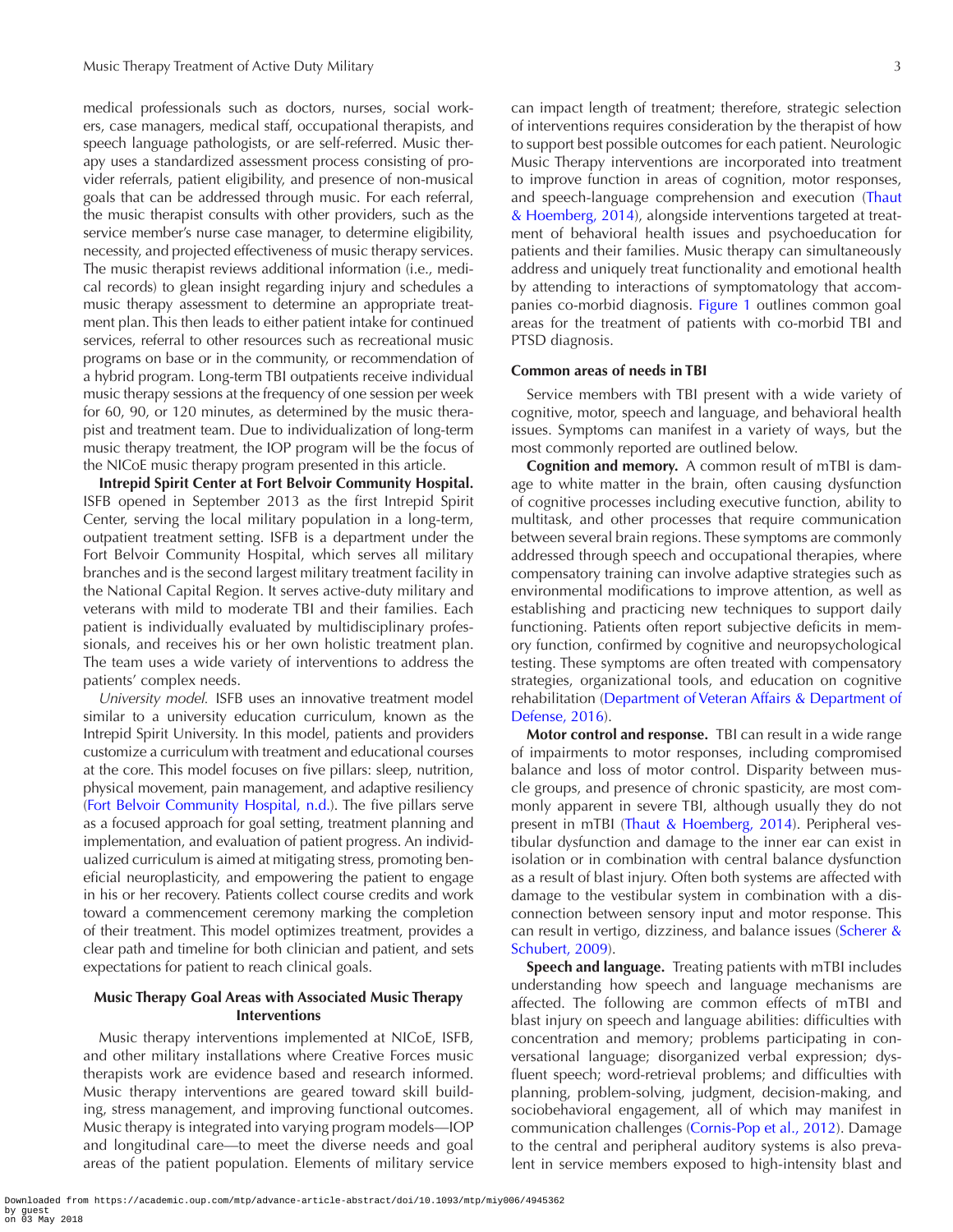medical professionals such as doctors, nurses, social workers, case managers, medical staff, occupational therapists, and speech language pathologists, or are self-referred. Music therapy uses a standardized assessment process consisting of provider referrals, patient eligibility, and presence of non-musical goals that can be addressed through music. For each referral, the music therapist consults with other providers, such as the service member's nurse case manager, to determine eligibility, necessity, and projected effectiveness of music therapy services. The music therapist reviews additional information (i.e., medical records) to glean insight regarding injury and schedules a music therapy assessment to determine an appropriate treatment plan. This then leads to either patient intake for continued services, referral to other resources such as recreational music programs on base or in the community, or recommendation of a hybrid program. Long-term TBI outpatients receive individual music therapy sessions at the frequency of one session per week for 60, 90, or 120 minutes, as determined by the music therapist and treatment team. Due to individualization of long-term music therapy treatment, the IOP program will be the focus of the NICoE music therapy program presented in this article.

**Intrepid Spirit Center at Fort Belvoir Community Hospital.** ISFB opened in September 2013 as the first Intrepid Spirit Center, serving the local military population in a long-term, outpatient treatment setting. ISFB is a department under the Fort Belvoir Community Hospital, which serves all military branches and is the second largest military treatment facility in the National Capital Region. It serves active-duty military and veterans with mild to moderate TBI and their families. Each patient is individually evaluated by multidisciplinary professionals, and receives his or her own holistic treatment plan. The team uses a wide variety of interventions to address the patients' complex needs.

*University model.* ISFB uses an innovative treatment model similar to a university education curriculum, known as the Intrepid Spirit University. In this model, patients and providers customize a curriculum with treatment and educational courses at the core. This model focuses on five pillars: sleep, nutrition, physical movement, pain management, and adaptive resiliency (Fort Belvoir Community Hospital, n.d.). The five pillars serve as a focused approach for goal setting, treatment planning and implementation, and evaluation of patient progress. An individualized curriculum is aimed at mitigating stress, promoting beneficial neuroplasticity, and empowering the patient to engage in his or her recovery. Patients collect course credits and work toward a commencement ceremony marking the completion of their treatment. This model optimizes treatment, provides a clear path and timeline for both clinician and patient, and sets expectations for patient to reach clinical goals.

## Music Therapy Goal Areas with Associated Music Therapy Interventions

Music therapy interventions implemented at NICoE, ISFB, and other military installations where Creative Forces music therapists work are evidence based and research informed. Music therapy interventions are geared toward skill building, stress management, and improving functional outcomes. Music therapy is integrated into varying program models—IOP and longitudinal care—to meet the diverse needs and goal areas of the patient population. Elements of military service can impact length of treatment; therefore, strategic selection of interventions requires consideration by the therapist of how to support best possible outcomes for each patient. Neurologic Music Therapy interventions are incorporated into treatment to improve function in areas of cognition, motor responses, and speech-language comprehension and execution (Thaut & Hoemberg, 2014), alongside interventions targeted at treatment of behavioral health issues and psychoeducation for patients and their families. Music therapy can simultaneously address and uniquely treat functionality and emotional health by attending to interactions of symptomatology that accompanies co-morbid diagnosis. Figure 1 outlines common goal areas for the treatment of patients with co-morbid TBI and PTSD diagnosis.

### Common areas of needs in TBI

Service members with TBI present with a wide variety of cognitive, motor, speech and language, and behavioral health issues. Symptoms can manifest in a variety of ways, but the most commonly reported are outlined below.

**Cognition and memory.** A common result of mTBI is damage to white matter in the brain, often causing dysfunction of cognitive processes including executive function, ability to multitask, and other processes that require communication between several brain regions. These symptoms are commonly addressed through speech and occupational therapies, where compensatory training can involve adaptive strategies such as environmental modifications to improve attention, as well as establishing and practicing new techniques to support daily functioning. Patients often report subjective deficits in memory function, confirmed by cognitive and neuropsychological testing. These symptoms are often treated with compensatory strategies, organizational tools, and education on cognitive rehabilitation (Department of Veteran Affairs & Department of Defense, 2016).

**Motor control and response.** TBI can result in a wide range of impairments to motor responses, including compromised balance and loss of motor control. Disparity between muscle groups, and presence of chronic spasticity, are most commonly apparent in severe TBI, although usually they do not present in mTBI (Thaut & Hoemberg, 2014). Peripheral vestibular dysfunction and damage to the inner ear can exist in isolation or in combination with central balance dysfunction as a result of blast injury. Often both systems are affected with damage to the vestibular system in combination with a disconnection between sensory input and motor response. This can result in vertigo, dizziness, and balance issues (Scherer & Schubert, 2009).

**Speech and language.** Treating patients with mTBI includes understanding how speech and language mechanisms are affected. The following are common effects of mTBI and blast injury on speech and language abilities: difficulties with concentration and memory; problems participating in conversational language; disorganized verbal expression; dysfluent speech; word-retrieval problems; and difficulties with planning, problem-solving, judgment, decision-making, and sociobehavioral engagement, all of which may manifest in communication challenges (Cornis-Pop et al., 2012). Damage to the central and peripheral auditory systems is also prevalent in service members exposed to high-intensity blast and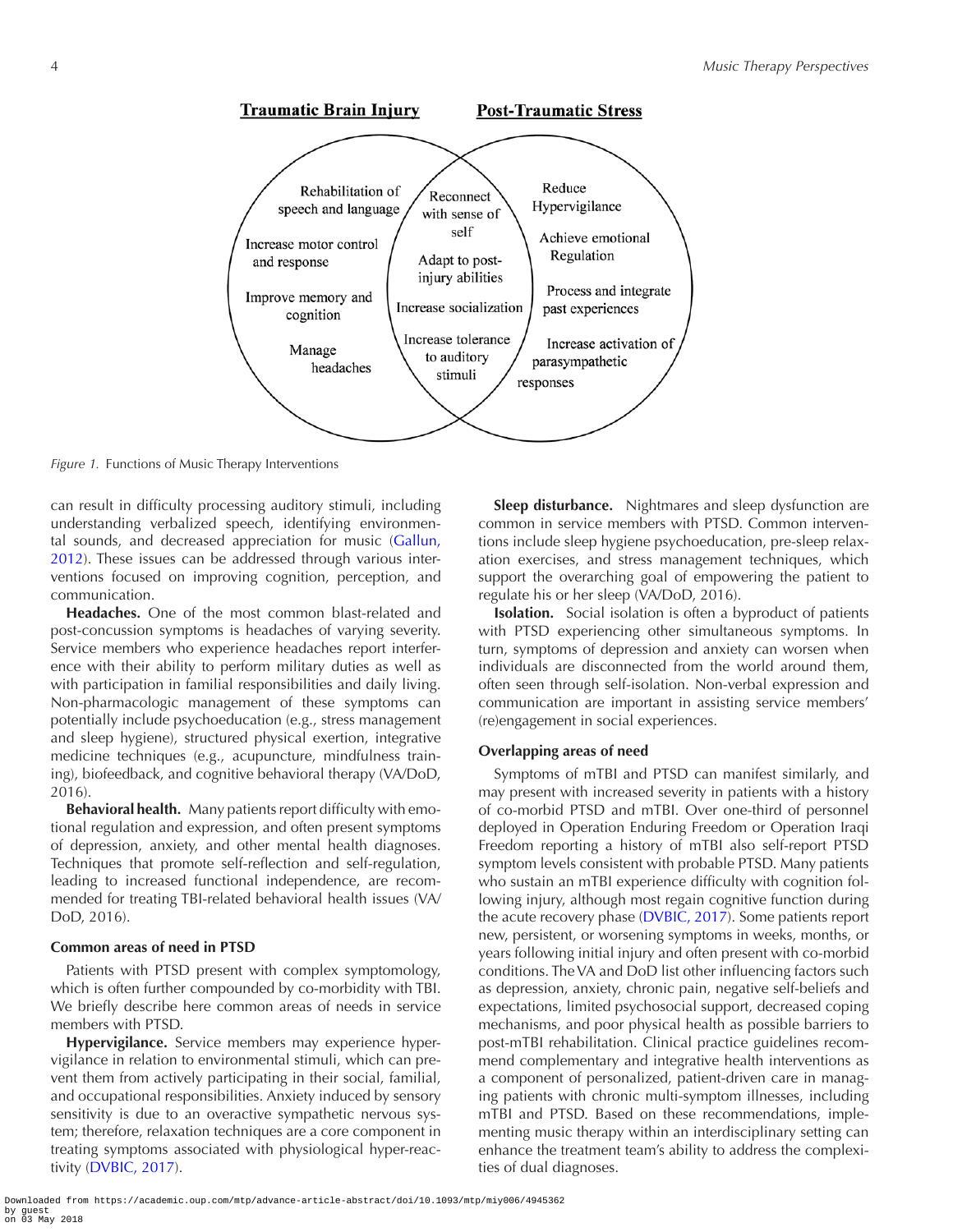**Traumatic Brain Injury** | **Post-Traumatic Stress**

| Traumatic Brain Injury | Overlap | Post-Traumatic Stress |
|---|---|---|
| Rehabilitation of speech and language | Reconnect with sense of self | Reduce Hypervigilance |
| Increase motor control and response | Adapt to post-injury abilities | Achieve emotional Regulation |
| Improve memory and cognition | Increase socialization | Process and integrate past experiences |
| Manage headaches | Increase tolerance to auditory stimuli | Increase activation of parasympathetic responses |

*Figure 1.* Functions of Music Therapy Interventions

can result in difficulty processing auditory stimuli, including understanding verbalized speech, identifying environmental sounds, and decreased appreciation for music (Gallun, 2012). These issues can be addressed through various interventions focused on improving cognition, perception, and communication.

**Headaches.** One of the most common blast-related and post-concussion symptoms is headaches of varying severity. Service members who experience headaches report interference with their ability to perform military duties as well as with participation in familial responsibilities and daily living. Non-pharmacologic management of these symptoms can potentially include psychoeducation (e.g., stress management and sleep hygiene), structured physical exertion, integrative medicine techniques (e.g., acupuncture, mindfulness training), biofeedback, and cognitive behavioral therapy (VA/DoD, 2016).

**Behavioral health.** Many patients report difficulty with emotional regulation and expression, and often present symptoms of depression, anxiety, and other mental health diagnoses. Techniques that promote self-reflection and self-regulation, leading to increased functional independence, are recommended for treating TBI-related behavioral health issues (VA/DoD, 2016).

### Common areas of need in PTSD

Patients with PTSD present with complex symptomology, which is often further compounded by co-morbidity with TBI. We briefly describe here common areas of needs in service members with PTSD.

**Hypervigilance.** Service members may experience hypervigilance in relation to environmental stimuli, which can prevent them from actively participating in their social, familial, and occupational responsibilities. Anxiety induced by sensory sensitivity is due to an overactive sympathetic nervous system; therefore, relaxation techniques are a core component in treating symptoms associated with physiological hyper-reactivity (DVBIC, 2017).

**Sleep disturbance.** Nightmares and sleep dysfunction are common in service members with PTSD. Common interventions include sleep hygiene psychoeducation, pre-sleep relaxation exercises, and stress management techniques, which support the overarching goal of empowering the patient to regulate his or her sleep (VA/DoD, 2016).

**Isolation.** Social isolation is often a byproduct of patients with PTSD experiencing other simultaneous symptoms. In turn, symptoms of depression and anxiety can worsen when individuals are disconnected from the world around them, often seen through self-isolation. Non-verbal expression and communication are important in assisting service members' (re)engagement in social experiences.

### Overlapping areas of need

Symptoms of mTBI and PTSD can manifest similarly, and may present with increased severity in patients with a history of co-morbid PTSD and mTBI. Over one-third of personnel deployed in Operation Enduring Freedom or Operation Iraqi Freedom reporting a history of mTBI also self-report PTSD symptom levels consistent with probable PTSD. Many patients who sustain an mTBI experience difficulty with cognition following injury, although most regain cognitive function during the acute recovery phase (DVBIC, 2017). Some patients report new, persistent, or worsening symptoms in weeks, months, or years following initial injury and often present with co-morbid conditions. The VA and DoD list other influencing factors such as depression, anxiety, chronic pain, negative self-beliefs and expectations, limited psychosocial support, decreased coping mechanisms, and poor physical health as possible barriers to post-mTBI rehabilitation. Clinical practice guidelines recommend complementary and integrative health interventions as a component of personalized, patient-driven care in managing patients with chronic multi-symptom illnesses, including mTBI and PTSD. Based on these recommendations, implementing music therapy within an interdisciplinary setting can enhance the treatment team's ability to address the complexities of dual diagnoses.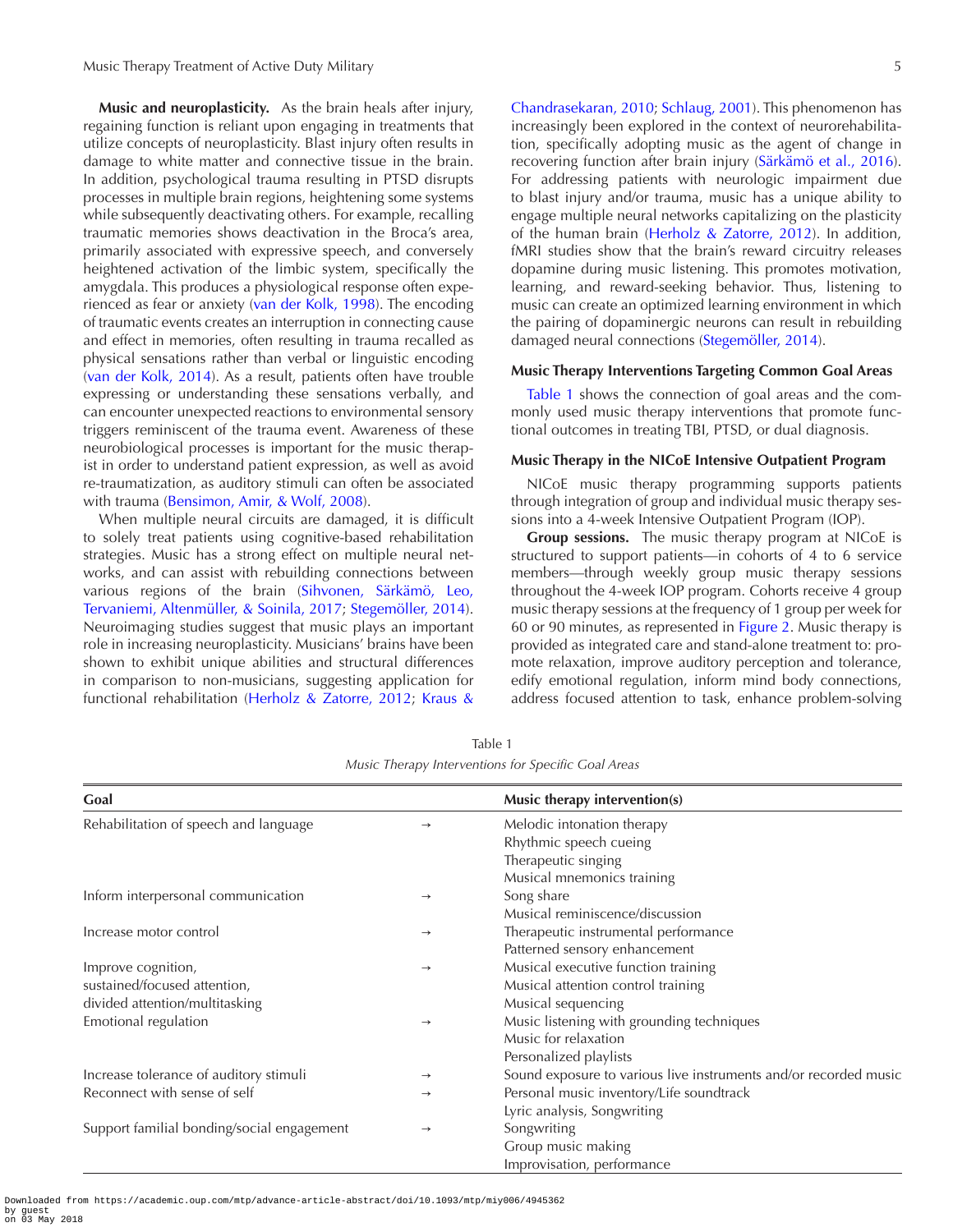**Music and neuroplasticity.** As the brain heals after injury, regaining function is reliant upon engaging in treatments that utilize concepts of neuroplasticity. Blast injury often results in damage to white matter and connective tissue in the brain. In addition, psychological trauma resulting in PTSD disrupts processes in multiple brain regions, heightening some systems while subsequently deactivating others. For example, recalling traumatic memories shows deactivation in the Broca's area, primarily associated with expressive speech, and conversely heightened activation of the limbic system, specifically the amygdala. This produces a physiological response often experienced as fear or anxiety (van der Kolk, 1998). The encoding of traumatic events creates an interruption in connecting cause and effect in memories, often resulting in trauma recalled as physical sensations rather than verbal or linguistic encoding (van der Kolk, 2014). As a result, patients often have trouble expressing or understanding these sensations verbally, and can encounter unexpected reactions to environmental sensory triggers reminiscent of the trauma event. Awareness of these neurobiological processes is important for the music therapist in order to understand patient expression, as well as avoid re-traumatization, as auditory stimuli can often be associated with trauma (Bensimon, Amir, & Wolf, 2008).

When multiple neural circuits are damaged, it is difficult to solely treat patients using cognitive-based rehabilitation strategies. Music has a strong effect on multiple neural networks, and can assist with rebuilding connections between various regions of the brain (Sihvonen, Särkämö, Leo, Tervaniemi, Altenmüller, & Soinila, 2017; Stegemöller, 2014). Neuroimaging studies suggest that music plays an important role in increasing neuroplasticity. Musicians' brains have been shown to exhibit unique abilities and structural differences in comparison to non-musicians, suggesting application for functional rehabilitation (Herholz & Zatorre, 2012; Kraus & Chandrasekaran, 2010; Schlaug, 2001). This phenomenon has increasingly been explored in the context of neurorehabilitation, specifically adopting music as the agent of change in recovering function after brain injury (Särkämö et al., 2016). For addressing patients with neurologic impairment due to blast injury and/or trauma, music has a unique ability to engage multiple neural networks capitalizing on the plasticity of the human brain (Herholz & Zatorre, 2012). In addition, fMRI studies show that the brain's reward circuitry releases dopamine during music listening. This promotes motivation, learning, and reward-seeking behavior. Thus, listening to music can create an optimized learning environment in which the pairing of dopaminergic neurons can result in rebuilding damaged neural connections (Stegemöller, 2014).

### Music Therapy Interventions Targeting Common Goal Areas

Table 1 shows the connection of goal areas and the commonly used music therapy interventions that promote functional outcomes in treating TBI, PTSD, or dual diagnosis.

### Music Therapy in the NICoE Intensive Outpatient Program

NICoE music therapy programming supports patients through integration of group and individual music therapy sessions into a 4-week Intensive Outpatient Program (IOP).

**Group sessions.** The music therapy program at NICoE is structured to support patients—in cohorts of 4 to 6 service members—through weekly group music therapy sessions throughout the 4-week IOP program. Cohorts receive 4 group music therapy sessions at the frequency of 1 group per week for 60 or 90 minutes, as represented in Figure 2. Music therapy is provided as integrated care and stand-alone treatment to: promote relaxation, improve auditory perception and tolerance, edify emotional regulation, inform mind body connections, address focused attention to task, enhance problem-solving

Table 1
*Music Therapy Interventions for Specific Goal Areas*

| Goal | | Music therapy intervention(s) |
|---|---|---|
| Rehabilitation of speech and language | → | Melodic intonation therapy<br>Rhythmic speech cueing<br>Therapeutic singing<br>Musical mnemonics training |
| Inform interpersonal communication | → | Song share<br>Musical reminiscence/discussion |
| Increase motor control | → | Therapeutic instrumental performance<br>Patterned sensory enhancement |
| Improve cognition,<br>sustained/focused attention,<br>divided attention/multitasking | → | Musical executive function training<br>Musical attention control training<br>Musical sequencing |
| Emotional regulation | → | Music listening with grounding techniques<br>Music for relaxation<br>Personalized playlists |
| Increase tolerance of auditory stimuli | → | Sound exposure to various live instruments and/or recorded music |
| Reconnect with sense of self | → | Personal music inventory/Life soundtrack<br>Lyric analysis, Songwriting |
| Support familial bonding/social engagement | → | Songwriting<br>Group music making<br>Improvisation, performance |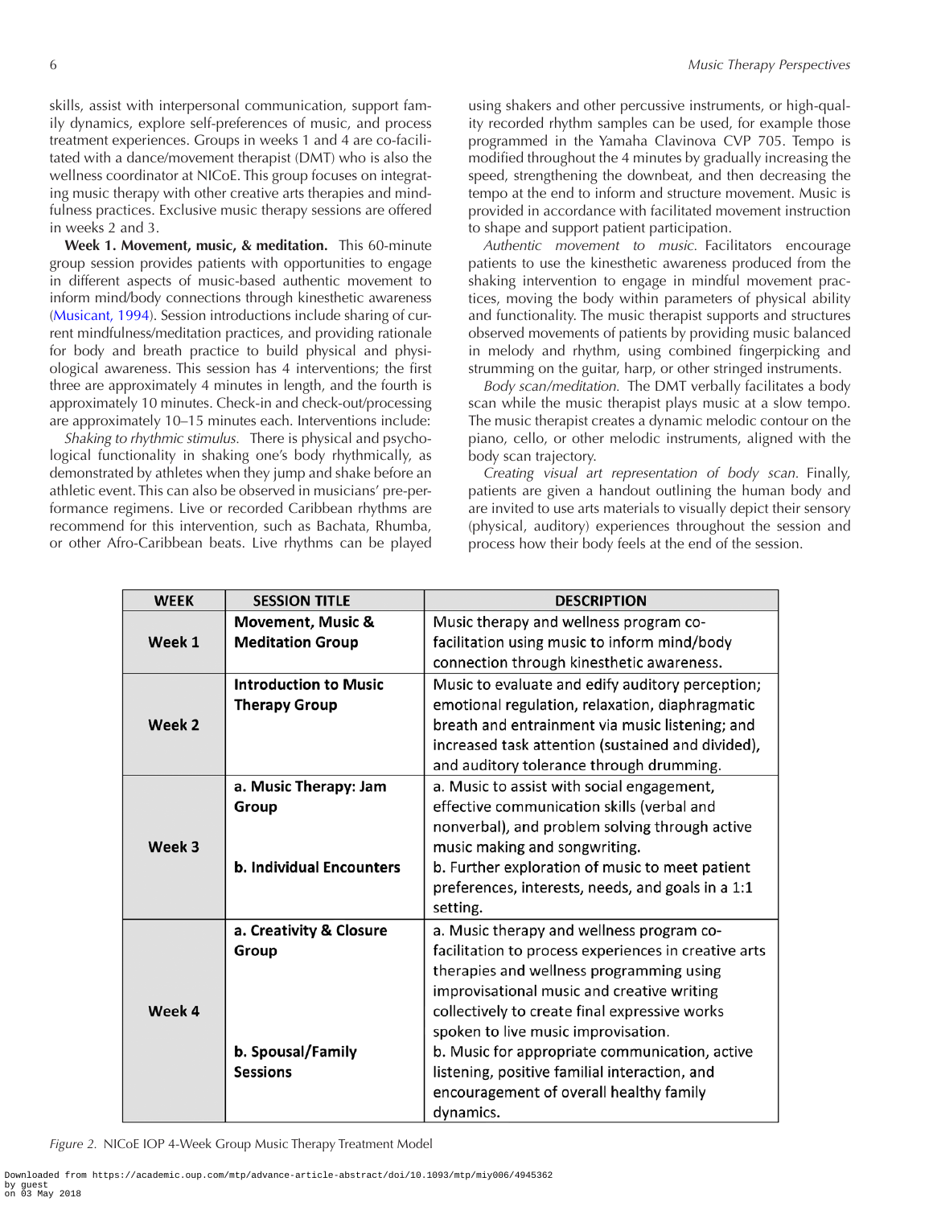skills, assist with interpersonal communication, support family dynamics, explore self-preferences of music, and process treatment experiences. Groups in weeks 1 and 4 are co-facilitated with a dance/movement therapist (DMT) who is also the wellness coordinator at NICoE. This group focuses on integrating music therapy with other creative arts therapies and mindfulness practices. Exclusive music therapy sessions are offered in weeks 2 and 3.

**Week 1. Movement, music, & meditation.** This 60-minute group session provides patients with opportunities to engage in different aspects of music-based authentic movement to inform mind/body connections through kinesthetic awareness (Musicant, 1994). Session introductions include sharing of current mindfulness/meditation practices, and providing rationale for body and breath practice to build physical and physiological awareness. This session has 4 interventions; the first three are approximately 4 minutes in length, and the fourth is approximately 10 minutes. Check-in and check-out/processing are approximately 10–15 minutes each. Interventions include:

*Shaking to rhythmic stimulus.* There is physical and psychological functionality in shaking one's body rhythmically, as demonstrated by athletes when they jump and shake before an athletic event. This can also be observed in musicians' pre-performance regimens. Live or recorded Caribbean rhythms are recommend for this intervention, such as Bachata, Rhumba, or other Afro-Caribbean beats. Live rhythms can be played using shakers and other percussive instruments, or high-quality recorded rhythm samples can be used, for example those programmed in the Yamaha Clavinova CVP 705. Tempo is modified throughout the 4 minutes by gradually increasing the speed, strengthening the downbeat, and then decreasing the tempo at the end to inform and structure movement. Music is provided in accordance with facilitated movement instruction to shape and support patient participation.

*Authentic movement to music.* Facilitators encourage patients to use the kinesthetic awareness produced from the shaking intervention to engage in mindful movement practices, moving the body within parameters of physical ability and functionality. The music therapist supports and structures observed movements of patients by providing music balanced in melody and rhythm, using combined fingerpicking and strumming on the guitar, harp, or other stringed instruments.

*Body scan/meditation.* The DMT verbally facilitates a body scan while the music therapist plays music at a slow tempo. The music therapist creates a dynamic melodic contour on the piano, cello, or other melodic instruments, aligned with the body scan trajectory.

*Creating visual art representation of body scan.* Finally, patients are given a handout outlining the human body and are invited to use arts materials to visually depict their sensory (physical, auditory) experiences throughout the session and process how their body feels at the end of the session.

| WEEK | SESSION TITLE | DESCRIPTION |
|---|---|---|
| Week 1 | **Movement, Music & Meditation Group** | Music therapy and wellness program co-facilitation using music to inform mind/body connection through kinesthetic awareness. |
| Week 2 | **Introduction to Music Therapy Group** | Music to evaluate and edify auditory perception; emotional regulation, relaxation, diaphragmatic breath and entrainment via music listening; and increased task attention (sustained and divided), and auditory tolerance through drumming. |
| Week 3 | **a. Music Therapy: Jam Group**<br><br>**b. Individual Encounters** | a. Music to assist with social engagement, effective communication skills (verbal and nonverbal), and problem solving through active music making and songwriting.<br>b. Further exploration of music to meet patient preferences, interests, needs, and goals in a 1:1 setting. |
| Week 4 | **a. Creativity & Closure Group**<br><br>**b. Spousal/Family Sessions** | a. Music therapy and wellness program co-facilitation to process experiences in creative arts therapies and wellness programming using improvisational music and creative writing collectively to create final expressive works spoken to live music improvisation.<br>b. Music for appropriate communication, active listening, positive familial interaction, and encouragement of overall healthy family dynamics. |

*Figure 2.* NICoE IOP 4-Week Group Music Therapy Treatment Model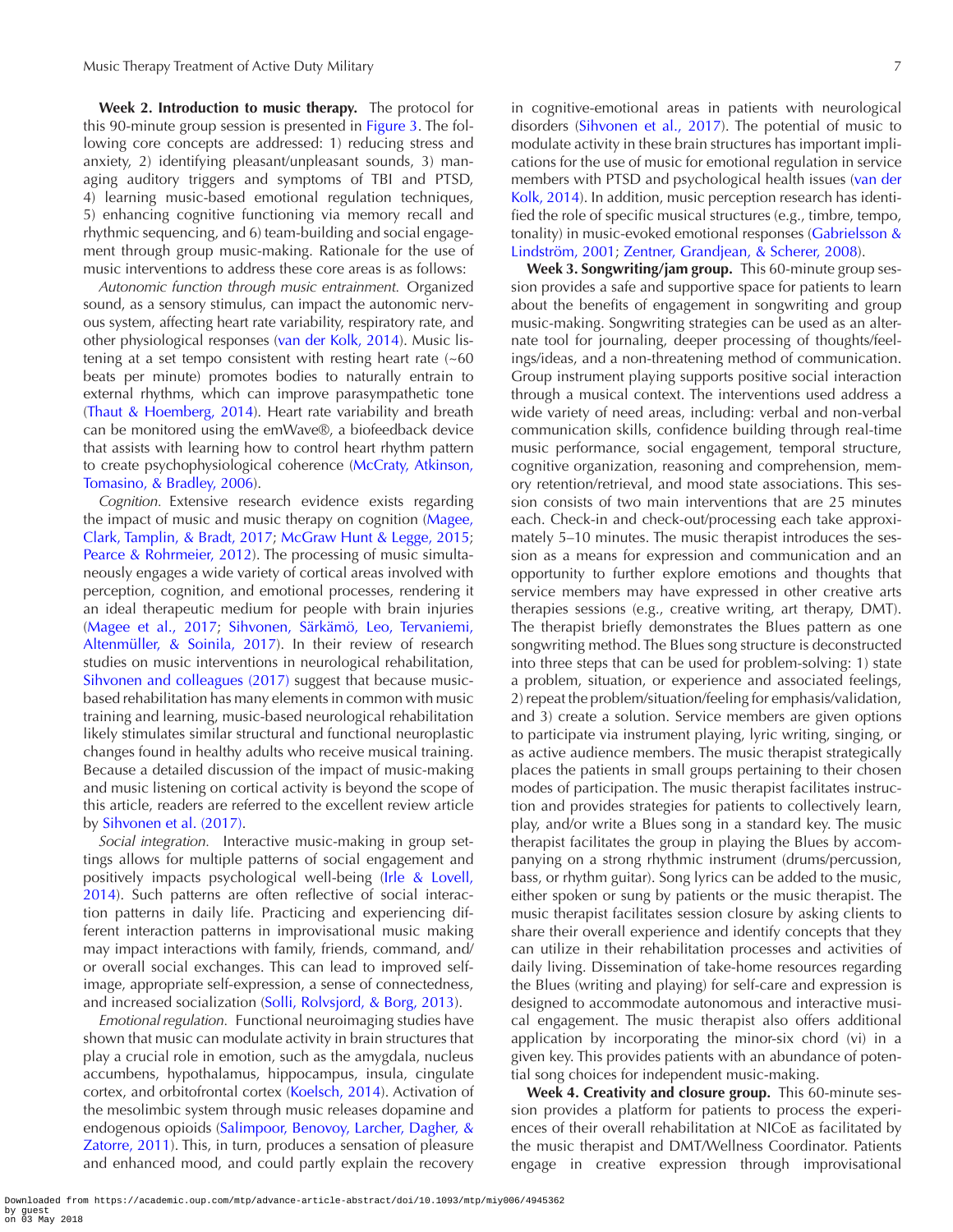**Week 2. Introduction to music therapy.** The protocol for this 90-minute group session is presented in Figure 3. The following core concepts are addressed: 1) reducing stress and anxiety, 2) identifying pleasant/unpleasant sounds, 3) managing auditory triggers and symptoms of TBI and PTSD, 4) learning music-based emotional regulation techniques, 5) enhancing cognitive functioning via memory recall and rhythmic sequencing, and 6) team-building and social engagement through group music-making. Rationale for the use of music interventions to address these core areas is as follows:

*Autonomic function through music entrainment.* Organized sound, as a sensory stimulus, can impact the autonomic nervous system, affecting heart rate variability, respiratory rate, and other physiological responses (van der Kolk, 2014). Music listening at a set tempo consistent with resting heart rate (~60 beats per minute) promotes bodies to naturally entrain to external rhythms, which can improve parasympathetic tone (Thaut & Hoemberg, 2014). Heart rate variability and breath can be monitored using the emWave®, a biofeedback device that assists with learning how to control heart rhythm pattern to create psychophysiological coherence (McCraty, Atkinson, Tomasino, & Bradley, 2006).

*Cognition.* Extensive research evidence exists regarding the impact of music and music therapy on cognition (Magee, Clark, Tamplin, & Bradt, 2017; McGraw Hunt & Legge, 2015; Pearce & Rohrmeier, 2012). The processing of music simultaneously engages a wide variety of cortical areas involved with perception, cognition, and emotional processes, rendering it an ideal therapeutic medium for people with brain injuries (Magee et al., 2017; Sihvonen, Särkämö, Leo, Tervaniemi, Altenmüller, & Soinila, 2017). In their review of research studies on music interventions in neurological rehabilitation, Sihvonen and colleagues (2017) suggest that because music-based rehabilitation has many elements in common with music training and learning, music-based neurological rehabilitation likely stimulates similar structural and functional neuroplastic changes found in healthy adults who receive musical training. Because a detailed discussion of the impact of music-making and music listening on cortical activity is beyond the scope of this article, readers are referred to the excellent review article by Sihvonen et al. (2017).

*Social integration.* Interactive music-making in group settings allows for multiple patterns of social engagement and positively impacts psychological well-being (Irle & Lovell, 2014). Such patterns are often reflective of social interaction patterns in daily life. Practicing and experiencing different interaction patterns in improvisational music making may impact interactions with family, friends, command, and/or overall social exchanges. This can lead to improved self-image, appropriate self-expression, a sense of connectedness, and increased socialization (Solli, Rolvsjord, & Borg, 2013).

*Emotional regulation.* Functional neuroimaging studies have shown that music can modulate activity in brain structures that play a crucial role in emotion, such as the amygdala, nucleus accumbens, hypothalamus, hippocampus, insula, cingulate cortex, and orbitofrontal cortex (Koelsch, 2014). Activation of the mesolimbic system through music releases dopamine and endogenous opioids (Salimpoor, Benovoy, Larcher, Dagher, & Zatorre, 2011). This, in turn, produces a sensation of pleasure and enhanced mood, and could partly explain the recovery in cognitive-emotional areas in patients with neurological disorders (Sihvonen et al., 2017). The potential of music to modulate activity in these brain structures has important implications for the use of music for emotional regulation in service members with PTSD and psychological health issues (van der Kolk, 2014). In addition, music perception research has identified the role of specific musical structures (e.g., timbre, tempo, tonality) in music-evoked emotional responses (Gabrielsson & Lindström, 2001; Zentner, Grandjean, & Scherer, 2008).

**Week 3. Songwriting/jam group.** This 60-minute group session provides a safe and supportive space for patients to learn about the benefits of engagement in songwriting and group music-making. Songwriting strategies can be used as an alternate tool for journaling, deeper processing of thoughts/feelings/ideas, and a non-threatening method of communication. Group instrument playing supports positive social interaction through a musical context. The interventions used address a wide variety of need areas, including: verbal and non-verbal communication skills, confidence building through real-time music performance, social engagement, temporal structure, cognitive organization, reasoning and comprehension, memory retention/retrieval, and mood state associations. This session consists of two main interventions that are 25 minutes each. Check-in and check-out/processing each take approximately 5–10 minutes. The music therapist introduces the session as a means for expression and communication and an opportunity to further explore emotions and thoughts that service members may have expressed in other creative arts therapies sessions (e.g., creative writing, art therapy, DMT). The therapist briefly demonstrates the Blues pattern as one songwriting method. The Blues song structure is deconstructed into three steps that can be used for problem-solving: 1) state a problem, situation, or experience and associated feelings, 2) repeat the problem/situation/feeling for emphasis/validation, and 3) create a solution. Service members are given options to participate via instrument playing, lyric writing, singing, or as active audience members. The music therapist strategically places the patients in small groups pertaining to their chosen modes of participation. The music therapist facilitates instruction and provides strategies for patients to collectively learn, play, and/or write a Blues song in a standard key. The music therapist facilitates the group in playing the Blues by accompanying on a strong rhythmic instrument (drums/percussion, bass, or rhythm guitar). Song lyrics can be added to the music, either spoken or sung by patients or the music therapist. The music therapist facilitates session closure by asking clients to share their overall experience and identify concepts that they can utilize in their rehabilitation processes and activities of daily living. Dissemination of take-home resources regarding the Blues (writing and playing) for self-care and expression is designed to accommodate autonomous and interactive musical engagement. The music therapist also offers additional application by incorporating the minor-six chord (vi) in a given key. This provides patients with an abundance of potential song choices for independent music-making.

**Week 4. Creativity and closure group.** This 60-minute session provides a platform for patients to process the experiences of their overall rehabilitation at NICoE as facilitated by the music therapist and DMT/Wellness Coordinator. Patients engage in creative expression through improvisational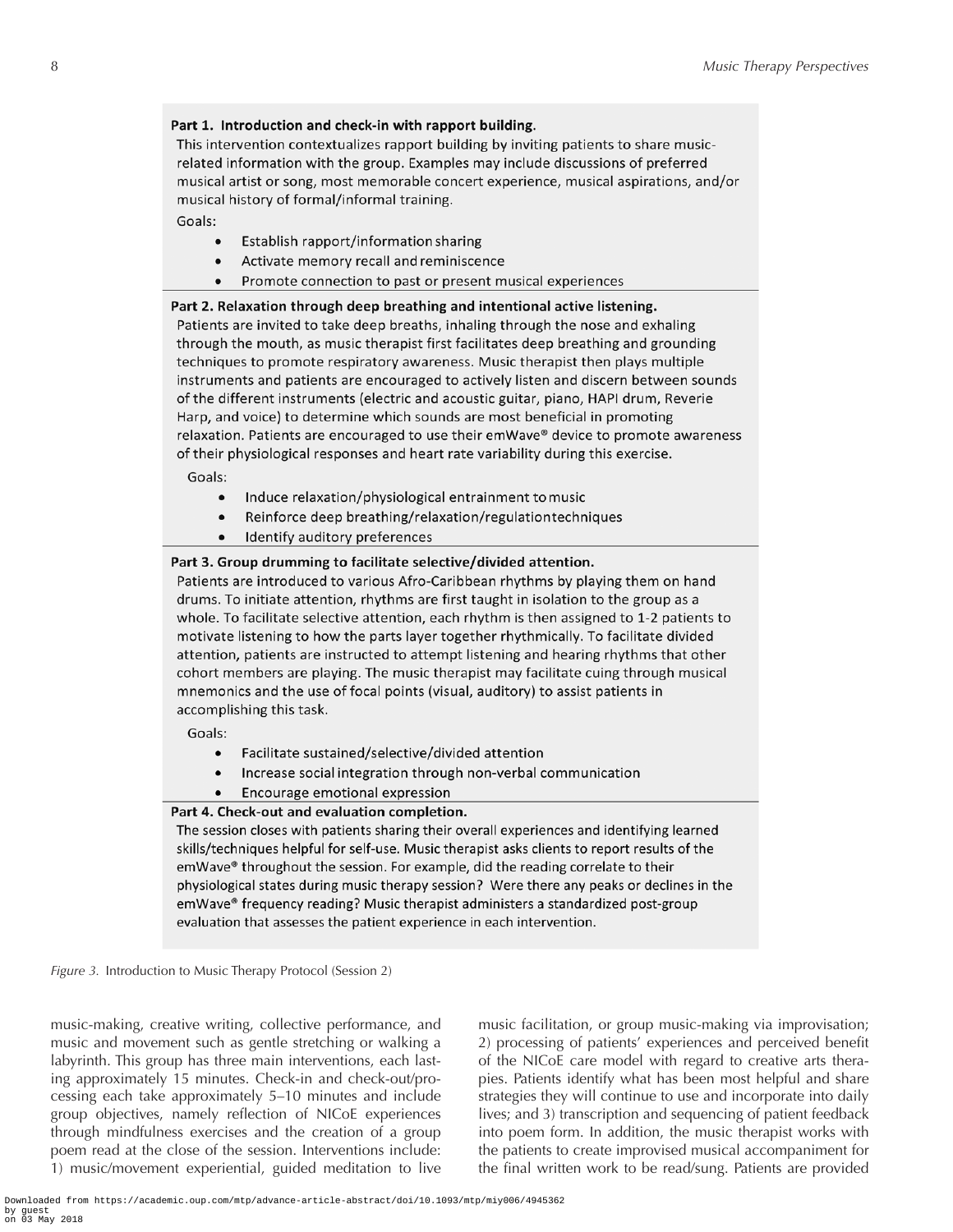**Part 1. Introduction and check-in with rapport building.**

This intervention contextualizes rapport building by inviting patients to share music-related information with the group. Examples may include discussions of preferred musical artist or song, most memorable concert experience, musical aspirations, and/or musical history of formal/informal training.

Goals:

- Establish rapport/information sharing
- Activate memory recall and reminiscence
- Promote connection to past or present musical experiences

**Part 2. Relaxation through deep breathing and intentional active listening.**

Patients are invited to take deep breaths, inhaling through the nose and exhaling through the mouth, as music therapist first facilitates deep breathing and grounding techniques to promote respiratory awareness. Music therapist then plays multiple instruments and patients are encouraged to actively listen and discern between sounds of the different instruments (electric and acoustic guitar, piano, HAPI drum, Reverie Harp, and voice) to determine which sounds are most beneficial in promoting relaxation. Patients are encouraged to use their emWave® device to promote awareness of their physiological responses and heart rate variability during this exercise.

Goals:

- Induce relaxation/physiological entrainment to music
- Reinforce deep breathing/relaxation/regulation techniques
- Identify auditory preferences

**Part 3. Group drumming to facilitate selective/divided attention.**

Patients are introduced to various Afro-Caribbean rhythms by playing them on hand drums. To initiate attention, rhythms are first taught in isolation to the group as a whole. To facilitate selective attention, each rhythm is then assigned to 1-2 patients to motivate listening to how the parts layer together rhythmically. To facilitate divided attention, patients are instructed to attempt listening and hearing rhythms that other cohort members are playing. The music therapist may facilitate cuing through musical mnemonics and the use of focal points (visual, auditory) to assist patients in accomplishing this task.

Goals:

- Facilitate sustained/selective/divided attention
- Increase social integration through non-verbal communication
- Encourage emotional expression

**Part 4. Check-out and evaluation completion.**

The session closes with patients sharing their overall experiences and identifying learned skills/techniques helpful for self-use. Music therapist asks clients to report results of the emWave® throughout the session. For example, did the reading correlate to their physiological states during music therapy session? Were there any peaks or declines in the emWave® frequency reading? Music therapist administers a standardized post-group evaluation that assesses the patient experience in each intervention.

*Figure 3.* Introduction to Music Therapy Protocol (Session 2)

music-making, creative writing, collective performance, and music and movement such as gentle stretching or walking a labyrinth. This group has three main interventions, each lasting approximately 15 minutes. Check-in and check-out/processing each take approximately 5–10 minutes and include group objectives, namely reflection of NICoE experiences through mindfulness exercises and the creation of a group poem read at the close of the session. Interventions include: 1) music/movement experiential, guided meditation to live music facilitation, or group music-making via improvisation; 2) processing of patients' experiences and perceived benefit of the NICoE care model with regard to creative arts therapies. Patients identify what has been most helpful and share strategies they will continue to use and incorporate into daily lives; and 3) transcription and sequencing of patient feedback into poem form. In addition, the music therapist works with the patients to create improvised musical accompaniment for the final written work to be read/sung. Patients are provided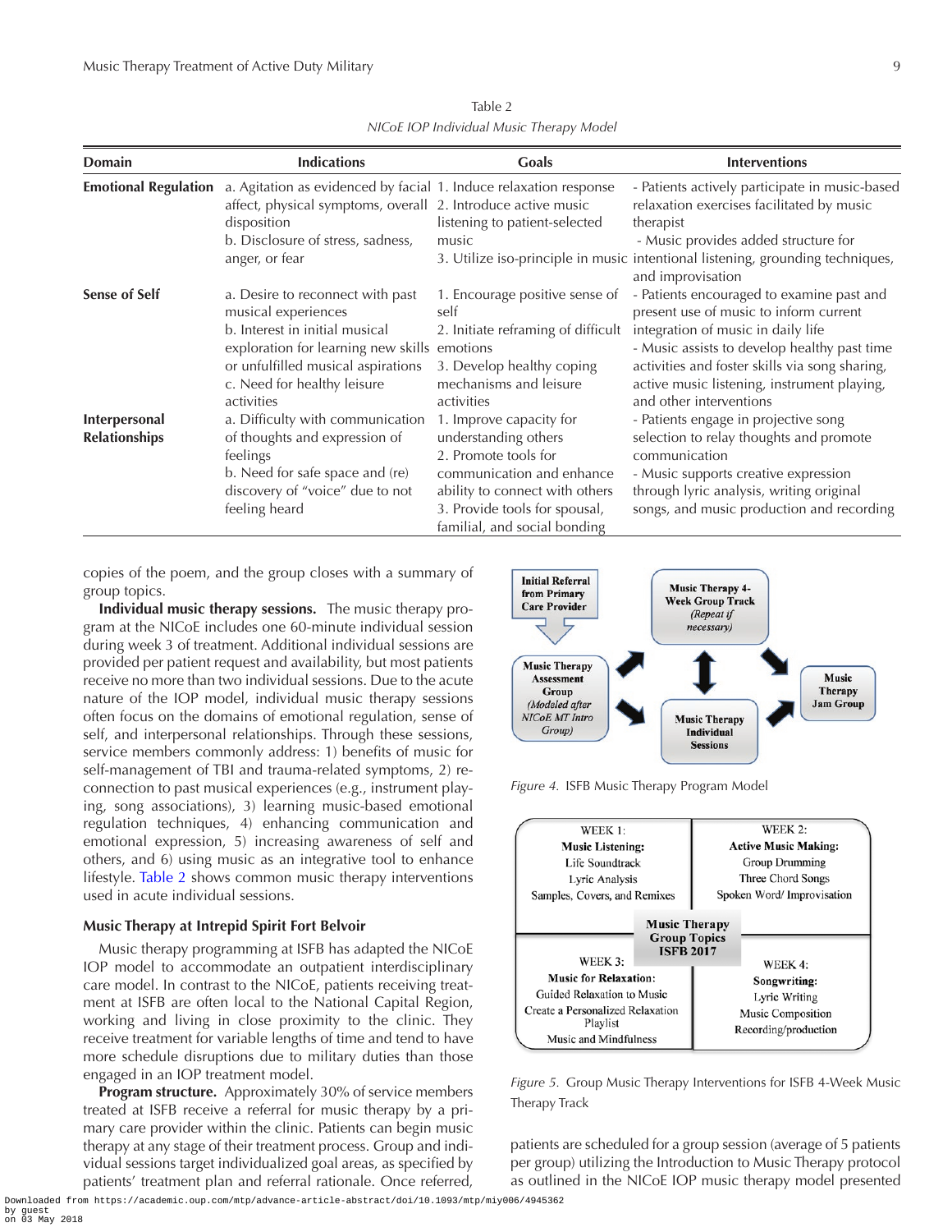Table 2
*NICoE IOP Individual Music Therapy Model*

| Domain | Indications | Goals | Interventions |
|---|---|---|---|
| **Emotional Regulation** | a. Agitation as evidenced by facial affect, physical symptoms, overall disposition<br>b. Disclosure of stress, sadness, anger, or fear | 1. Induce relaxation response<br>2. Introduce active music listening to patient-selected music<br>3. Utilize iso-principle in music | - Patients actively participate in music-based relaxation exercises facilitated by music therapist<br>- Music provides added structure for intentional listening, grounding techniques, and improvisation |
| **Sense of Self** | a. Desire to reconnect with past musical experiences<br>b. Interest in initial musical exploration for learning new skills or unfulfilled musical aspirations<br>c. Need for healthy leisure activities | 1. Encourage positive sense of self<br>2. Initiate reframing of difficult emotions<br>3. Develop healthy coping mechanisms and leisure activities | - Patients encouraged to examine past and present use of music to inform current integration of music in daily life<br>- Music assists to develop healthy past time activities and foster skills via song sharing, active music listening, instrument playing, and other interventions |
| **Interpersonal Relationships** | a. Difficulty with communication of thoughts and expression of feelings<br>b. Need for safe space and (re) discovery of "voice" due to not feeling heard | 1. Improve capacity for understanding others<br>2. Promote tools for communication and enhance ability to connect with others<br>3. Provide tools for spousal, familial, and social bonding | - Patients engage in projective song selection to relay thoughts and promote communication<br>- Music supports creative expression through lyric analysis, writing original songs, and music production and recording |

copies of the poem, and the group closes with a summary of group topics.

**Individual music therapy sessions.** The music therapy program at the NICoE includes one 60-minute individual session during week 3 of treatment. Additional individual sessions are provided per patient request and availability, but most patients receive no more than two individual sessions. Due to the acute nature of the IOP model, individual music therapy sessions often focus on the domains of emotional regulation, sense of self, and interpersonal relationships. Through these sessions, service members commonly address: 1) benefits of music for self-management of TBI and trauma-related symptoms, 2) reconnection to past musical experiences (e.g., instrument playing, song associations), 3) learning music-based emotional regulation techniques, 4) enhancing communication and emotional expression, 5) increasing awareness of self and others, and 6) using music as an integrative tool to enhance lifestyle. Table 2 shows common music therapy interventions used in acute individual sessions.

### Music Therapy at Intrepid Spirit Fort Belvoir

Music therapy programming at ISFB has adapted the NICoE IOP model to accommodate an outpatient interdisciplinary care model. In contrast to the NICoE, patients receiving treatment at ISFB are often local to the National Capital Region, working and living in close proximity to the clinic. They receive treatment for variable lengths of time and tend to have more schedule disruptions due to military duties than those engaged in an IOP treatment model.

**Program structure.** Approximately 30% of service members treated at ISFB receive a referral for music therapy by a primary care provider within the clinic. Patients can begin music therapy at any stage of their treatment process. Group and individual sessions target individualized goal areas, as specified by patients' treatment plan and referral rationale. Once referred,

*Figure 4.* ISFB Music Therapy Program Model

*Figure 5.* Group Music Therapy Interventions for ISFB 4-Week Music Therapy Track

patients are scheduled for a group session (average of 5 patients per group) utilizing the Introduction to Music Therapy protocol as outlined in the NICoE IOP music therapy model presented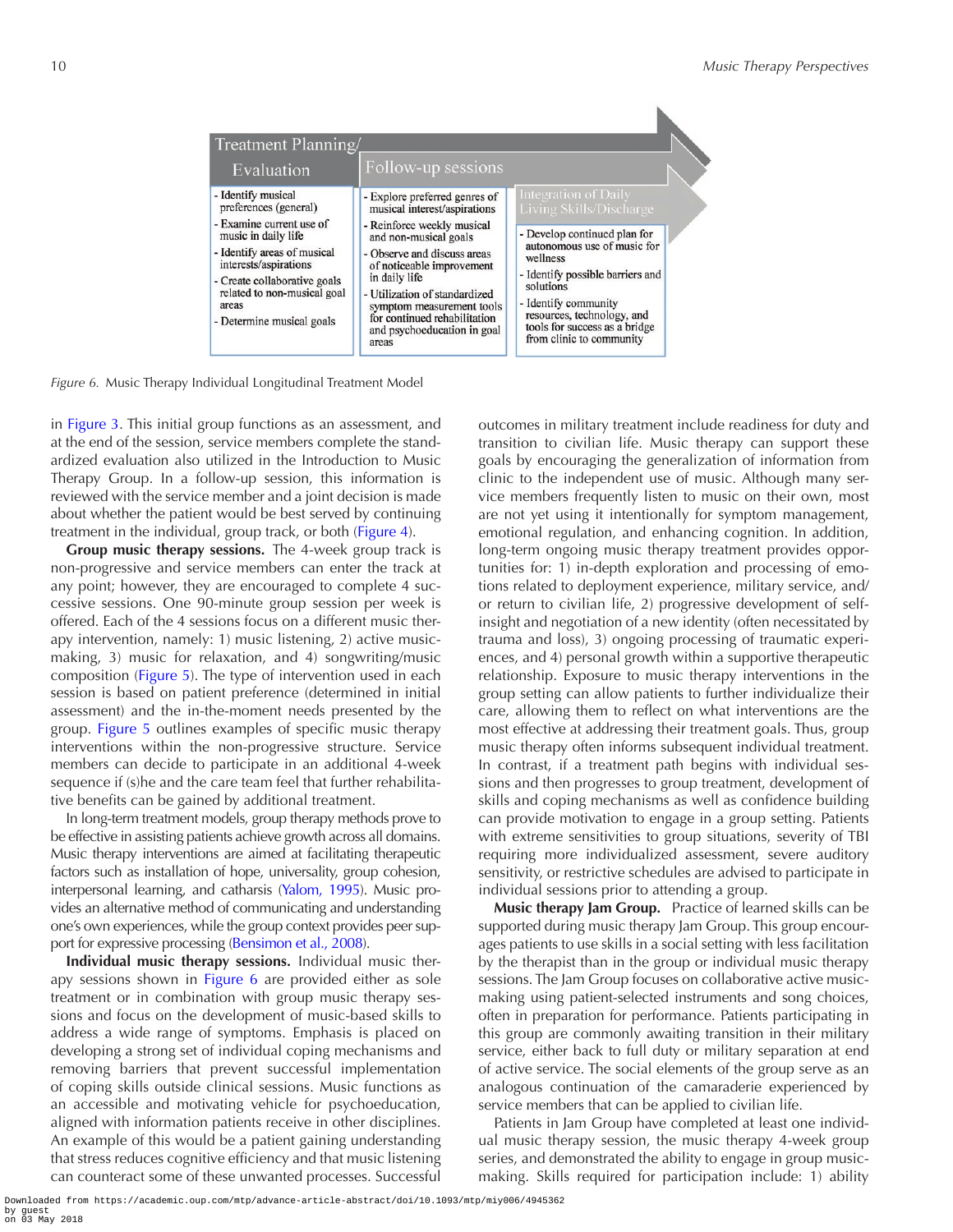Treatment Planning/ Evaluation

- Identify musical preferences (general)
- Examine current use of music in daily life
- Identify areas of musical interests/aspirations
- Create collaborative goals related to non-musical goal areas
- Determine musical goals

Follow-up sessions

- Explore preferred genres of musical interest/aspirations
- Reinforce weekly musical and non-musical goals
- Observe and discuss areas of noticeable improvement in daily life
- Utilization of standardized symptom measurement tools for continued rehabilitation and psychoeducation in goal areas

Integration of Daily Living Skills/Discharge

- Develop continued plan for autonomous use of music for wellness
- Identify possible barriers and solutions
- Identify community resources, technology, and tools for success as a bridge from clinic to community

*Figure 6.* Music Therapy Individual Longitudinal Treatment Model

in Figure 3. This initial group functions as an assessment, and at the end of the session, service members complete the standardized evaluation also utilized in the Introduction to Music Therapy Group. In a follow-up session, this information is reviewed with the service member and a joint decision is made about whether the patient would be best served by continuing treatment in the individual, group track, or both (Figure 4).

**Group music therapy sessions.** The 4-week group track is non-progressive and service members can enter the track at any point; however, they are encouraged to complete 4 successive sessions. One 90-minute group session per week is offered. Each of the 4 sessions focus on a different music therapy intervention, namely: 1) music listening, 2) active music-making, 3) music for relaxation, and 4) songwriting/music composition (Figure 5). The type of intervention used in each session is based on patient preference (determined in initial assessment) and the in-the-moment needs presented by the group. Figure 5 outlines examples of specific music therapy interventions within the non-progressive structure. Service members can decide to participate in an additional 4-week sequence if (s)he and the care team feel that further rehabilitative benefits can be gained by additional treatment.

In long-term treatment models, group therapy methods prove to be effective in assisting patients achieve growth across all domains. Music therapy interventions are aimed at facilitating therapeutic factors such as installation of hope, universality, group cohesion, interpersonal learning, and catharsis (Yalom, 1995). Music provides an alternative method of communicating and understanding one's own experiences, while the group context provides peer support for expressive processing (Bensimon et al., 2008).

**Individual music therapy sessions.** Individual music therapy sessions shown in Figure 6 are provided either as sole treatment or in combination with group music therapy sessions and focus on the development of music-based skills to address a wide range of symptoms. Emphasis is placed on developing a strong set of individual coping mechanisms and removing barriers that prevent successful implementation of coping skills outside clinical sessions. Music functions as an accessible and motivating vehicle for psychoeducation, aligned with information patients receive in other disciplines. An example of this would be a patient gaining understanding that stress reduces cognitive efficiency and that music listening can counteract some of these unwanted processes. Successful outcomes in military treatment include readiness for duty and transition to civilian life. Music therapy can support these goals by encouraging the generalization of information from clinic to the independent use of music. Although many service members frequently listen to music on their own, most are not yet using it intentionally for symptom management, emotional regulation, and enhancing cognition. In addition, long-term ongoing music therapy treatment provides opportunities for: 1) in-depth exploration and processing of emotions related to deployment experience, military service, and/or return to civilian life, 2) progressive development of self-insight and negotiation of a new identity (often necessitated by trauma and loss), 3) ongoing processing of traumatic experiences, and 4) personal growth within a supportive therapeutic relationship. Exposure to music therapy interventions in the group setting can allow patients to further individualize their care, allowing them to reflect on what interventions are the most effective at addressing their treatment goals. Thus, group music therapy often informs subsequent individual treatment. In contrast, if a treatment path begins with individual sessions and then progresses to group treatment, development of skills and coping mechanisms as well as confidence building can provide motivation to engage in a group setting. Patients with extreme sensitivities to group situations, severity of TBI requiring more individualized assessment, severe auditory sensitivity, or restrictive schedules are advised to participate in individual sessions prior to attending a group.

**Music therapy Jam Group.** Practice of learned skills can be supported during music therapy Jam Group. This group encourages patients to use skills in a social setting with less facilitation by the therapist than in the group or individual music therapy sessions. The Jam Group focuses on collaborative active music-making using patient-selected instruments and song choices, often in preparation for performance. Patients participating in this group are commonly awaiting transition in their military service, either back to full duty or military separation at end of active service. The social elements of the group serve as an analogous continuation of the camaraderie experienced by service members that can be applied to civilian life.

Patients in Jam Group have completed at least one individual music therapy session, the music therapy 4-week group series, and demonstrated the ability to engage in group music-making. Skills required for participation include: 1) ability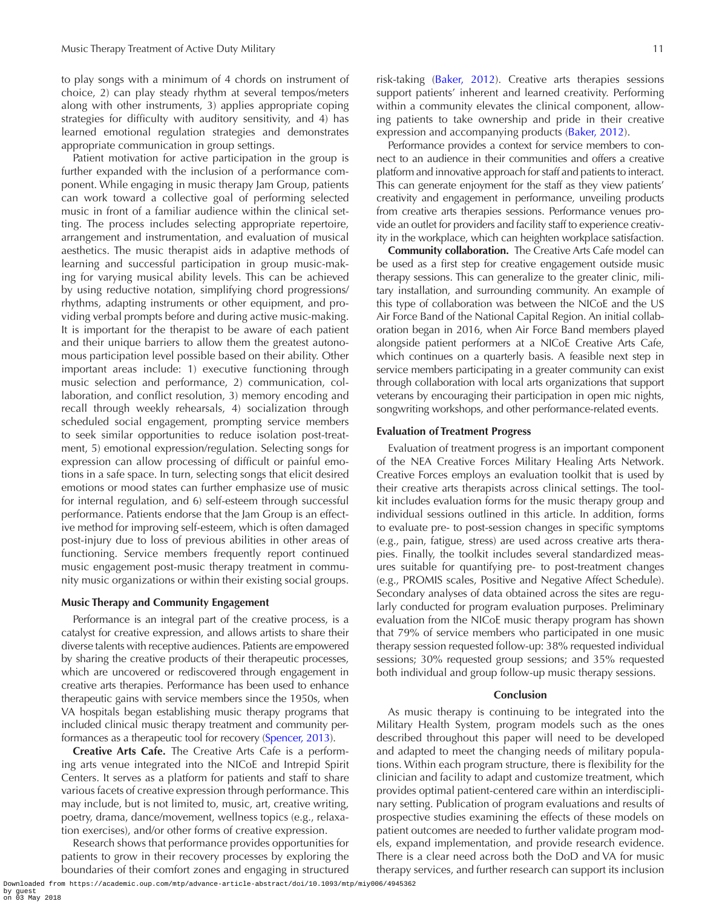to play songs with a minimum of 4 chords on instrument of choice, 2) can play steady rhythm at several tempos/meters along with other instruments, 3) applies appropriate coping strategies for difficulty with auditory sensitivity, and 4) has learned emotional regulation strategies and demonstrates appropriate communication in group settings.

Patient motivation for active participation in the group is further expanded with the inclusion of a performance component. While engaging in music therapy Jam Group, patients can work toward a collective goal of performing selected music in front of a familiar audience within the clinical setting. The process includes selecting appropriate repertoire, arrangement and instrumentation, and evaluation of musical aesthetics. The music therapist aids in adaptive methods of learning and successful participation in group music-making for varying musical ability levels. This can be achieved by using reductive notation, simplifying chord progressions/rhythms, adapting instruments or other equipment, and providing verbal prompts before and during active music-making. It is important for the therapist to be aware of each patient and their unique barriers to allow them the greatest autonomous participation level possible based on their ability. Other important areas include: 1) executive functioning through music selection and performance, 2) communication, collaboration, and conflict resolution, 3) memory encoding and recall through weekly rehearsals, 4) socialization through scheduled social engagement, prompting service members to seek similar opportunities to reduce isolation post-treatment, 5) emotional expression/regulation. Selecting songs for expression can allow processing of difficult or painful emotions in a safe space. In turn, selecting songs that elicit desired emotions or mood states can further emphasize use of music for internal regulation, and 6) self-esteem through successful performance. Patients endorse that the Jam Group is an effective method for improving self-esteem, which is often damaged post-injury due to loss of previous abilities in other areas of functioning. Service members frequently report continued music engagement post-music therapy treatment in community music organizations or within their existing social groups.

### Music Therapy and Community Engagement

Performance is an integral part of the creative process, is a catalyst for creative expression, and allows artists to share their diverse talents with receptive audiences. Patients are empowered by sharing the creative products of their therapeutic processes, which are uncovered or rediscovered through engagement in creative arts therapies. Performance has been used to enhance therapeutic gains with service members since the 1950s, when VA hospitals began establishing music therapy programs that included clinical music therapy treatment and community performances as a therapeutic tool for recovery (Spencer, 2013).

**Creative Arts Cafe.** The Creative Arts Cafe is a performing arts venue integrated into the NICoE and Intrepid Spirit Centers. It serves as a platform for patients and staff to share various facets of creative expression through performance. This may include, but is not limited to, music, art, creative writing, poetry, drama, dance/movement, wellness topics (e.g., relaxation exercises), and/or other forms of creative expression.

Research shows that performance provides opportunities for patients to grow in their recovery processes by exploring the boundaries of their comfort zones and engaging in structured risk-taking (Baker, 2012). Creative arts therapies sessions support patients' inherent and learned creativity. Performing within a community elevates the clinical component, allowing patients to take ownership and pride in their creative expression and accompanying products (Baker, 2012).

Performance provides a context for service members to connect to an audience in their communities and offers a creative platform and innovative approach for staff and patients to interact. This can generate enjoyment for the staff as they view patients' creativity and engagement in performance, unveiling products from creative arts therapies sessions. Performance venues provide an outlet for providers and facility staff to experience creativity in the workplace, which can heighten workplace satisfaction.

**Community collaboration.** The Creative Arts Cafe model can be used as a first step for creative engagement outside music therapy sessions. This can generalize to the greater clinic, military installation, and surrounding community. An example of this type of collaboration was between the NICoE and the US Air Force Band of the National Capital Region. An initial collaboration began in 2016, when Air Force Band members played alongside patient performers at a NICoE Creative Arts Cafe, which continues on a quarterly basis. A feasible next step in service members participating in a greater community can exist through collaboration with local arts organizations that support veterans by encouraging their participation in open mic nights, songwriting workshops, and other performance-related events.

### Evaluation of Treatment Progress

Evaluation of treatment progress is an important component of the NEA Creative Forces Military Healing Arts Network. Creative Forces employs an evaluation toolkit that is used by their creative arts therapists across clinical settings. The toolkit includes evaluation forms for the music therapy group and individual sessions outlined in this article. In addition, forms to evaluate pre- to post-session changes in specific symptoms (e.g., pain, fatigue, stress) are used across creative arts therapies. Finally, the toolkit includes several standardized measures suitable for quantifying pre- to post-treatment changes (e.g., PROMIS scales, Positive and Negative Affect Schedule). Secondary analyses of data obtained across the sites are regularly conducted for program evaluation purposes. Preliminary evaluation from the NICoE music therapy program has shown that 79% of service members who participated in one music therapy session requested follow-up: 38% requested individual sessions; 30% requested group sessions; and 35% requested both individual and group follow-up music therapy sessions.

## Conclusion

As music therapy is continuing to be integrated into the Military Health System, program models such as the ones described throughout this paper will need to be developed and adapted to meet the changing needs of military populations. Within each program structure, there is flexibility for the clinician and facility to adapt and customize treatment, which provides optimal patient-centered care within an interdisciplinary setting. Publication of program evaluations and results of prospective studies examining the effects of these models on patient outcomes are needed to further validate program models, expand implementation, and provide research evidence. There is a clear need across both the DoD and VA for music therapy services, and further research can support its inclusion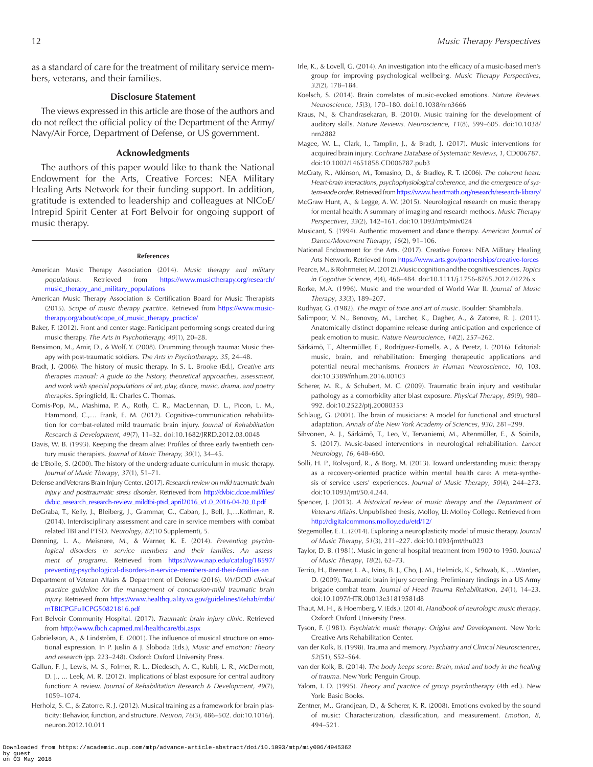as a standard of care for the treatment of military service members, veterans, and their families.

## Disclosure Statement

The views expressed in this article are those of the authors and do not reflect the official policy of the Department of the Army/Navy/Air Force, Department of Defense, or US government.

## Acknowledgments

The authors of this paper would like to thank the National Endowment for the Arts, Creative Forces: NEA Military Healing Arts Network for their funding support. In addition, gratitude is extended to leadership and colleagues at NICoE/Intrepid Spirit Center at Fort Belvoir for ongoing support of music therapy.

## References

American Music Therapy Association (2014). *Music therapy and military populations*. Retrieved from https://www.musictherapy.org/research/music_therapy_and_military_populations

American Music Therapy Association & Certification Board for Music Therapists (2015). *Scope of music therapy practice*. Retrieved from https://www.musictherapy.org/about/scope_of_music_therapy_practice/

Baker, F. (2012). Front and center stage: Participant performing songs created during music therapy. *The Arts in Psychotherapy, 40*(1), 20–28.

Bensimon, M., Amir, D., & Wolf, Y. (2008). Drumming through trauma: Music therapy with post-traumatic soldiers. *The Arts in Psychotherapy, 35*, 24–48.

Bradt, J. (2006). The history of music therapy. In S. L. Brooke (Ed.), *Creative arts therapies manual: A guide to the history, theoretical approaches, assessment, and work with special populations of art, play, dance, music, drama, and poetry therapies*. Springfield, IL: Charles C. Thomas.

Cornis-Pop, M., Mashima, P. A., Roth, C. R., MacLennan, D. L., Picon, L. M., Hammond, C.,… Frank, E. M. (2012). Cognitive-communication rehabilitation for combat-related mild traumatic brain injury. *Journal of Rehabilitation Research & Development*, *49*(7), 11–32. doi:10.1682/JRRD.2012.03.0048

Davis, W. B. (1993). Keeping the dream alive: Profiles of three early twentieth century music therapists. *Journal of Music Therapy, 30*(1), 34–45.

de L'Etoile, S. (2000). The history of the undergraduate curriculum in music therapy. *Journal of Music Therapy*, *37*(1), 51–71.

Defense and Veterans Brain Injury Center. (2017). *Research review on mild traumatic brain injury and posttraumatic stress disorder*. Retrieved from http://dvbic.dcoe.mil/files/dvbic_research_research-review_mildtbi-ptsd_april2016_v1.0_2016-04-20_0.pdf

DeGraba, T., Kelly, J., Bleiberg, J., Grammar, G., Caban, J., Bell, J.,…Koffman, R. (2014). Interdisciplinary assessment and care in service members with combat related TBI and PTSD. *Neurology*, *82*(10 Supplement), 5.

Denning, L. A., Meisnere, M., & Warner, K. E. (2014). *Preventing psychological disorders in service members and their families: An assessment of programs*. Retrieved from https://www.nap.edu/catalog/18597/preventing-psychological-disorders-in-service-members-and-their-families-an

Department of Veteran Affairs & Department of Defense (2016). *VA/DOD clinical practice guideline for the management of concussion-mild traumatic brain injury.* Retrieved from https://www.healthquality.va.gov/guidelines/Rehab/mtbi/mTBICPGFullCPG50821816.pdf

Fort Belvoir Community Hospital. (2017). *Traumatic brain injury clinic*. Retrieved from http://www.fbch.capmed.mil/healthcare/tbi.aspx

Gabrielsson, A., & Lindström, E. (2001). The influence of musical structure on emotional expression. In P. Juslin & J. Sloboda (Eds.), *Music and emotion: Theory and research* (pp. 223–248). Oxford: Oxford University Press.

Gallun, F. J., Lewis, M. S., Folmer, R. L., Diedesch, A. C., Kubli, L. R., McDermott, D. J., ... Leek, M. R. (2012). Implications of blast exposure for central auditory function: A review. *Journal of Rehabilitation Research & Development*, *49*(7), 1059–1074.

Herholz, S. C., & Zatorre, R. J. (2012). Musical training as a framework for brain plasticity: Behavior, function, and structure. *Neuron*, *76*(3), 486–502. doi:10.1016/j.neuron.2012.10.011

Irle, K., & Lovell, G. (2014). An investigation into the efficacy of a music-based men's group for improving psychological wellbeing. *Music Therapy Perspectives*, *32*(2), 178–184.

Koelsch, S. (2014). Brain correlates of music-evoked emotions. *Nature Reviews. Neuroscience*, *15*(3), 170–180. doi:10.1038/nrn3666

Kraus, N., & Chandrasekaran, B. (2010). Music training for the development of auditory skills. *Nature Reviews. Neuroscience*, *11*(8), 599–605. doi:10.1038/nrn2882

Magee, W. L., Clark, I., Tamplin, J., & Bradt, J. (2017). Music interventions for acquired brain injury. *Cochrane Database of Systematic Reviews*, *1*, CD006787. doi:10.1002/14651858.CD006787.pub3

McCraty, R., Atkinson, M., Tomasino, D., & Bradley, R. T. (2006). *The coherent heart: Heart-brain interactions, psychophysiological coherence, and the emergence of system-wide order*. Retrieved from https://www.heartmath.org/research/research-library/

McGraw Hunt, A., & Legge, A. W. (2015). Neurological research on music therapy for mental health: A summary of imaging and research methods. *Music Therapy Perspectives*, *33*(2), 142–161. doi:10.1093/mtp/miv024

Musicant, S. (1994). Authentic movement and dance therapy. *American Journal of Dance/Movement Therapy*, *16*(2), 91–106.

National Endowment for the Arts. (2017). Creative Forces: NEA Military Healing Arts Network. Retrieved from https://www.arts.gov/partnerships/creative-forces

Pearce, M., & Rohrmeier, M. (2012). Music cognition and the cognitive sciences. *Topics in Cognitive Science*, *4*(4), 468–484. doi:10.1111/j.1756-8765.2012.01226.x

Rorke, M.A. (1996). Music and the wounded of World War II. *Journal of Music Therapy*, *33*(3), 189–207.

Rudhyar, G. (1982). *The magic of tone and art of music*. Boulder: Shambhala.

Salimpoor, V. N., Benovoy, M., Larcher, K., Dagher, A., & Zatorre, R. J. (2011). Anatomically distinct dopamine release during anticipation and experience of peak emotion to music. *Nature Neuroscience*, *14*(2), 257–262.

Särkämö, T., Altenmüller, E., Rodríguez-Fornells, A., & Peretz, I. (2016). Editorial: music, brain, and rehabilitation: Emerging therapeutic applications and potential neural mechanisms. *Frontiers in Human Neuroscience*, *10*, 103. doi:10.3389/fnhum.2016.00103

Scherer, M. R., & Schubert, M. C. (2009). Traumatic brain injury and vestibular pathology as a comorbidity after blast exposure. *Physical Therapy*, *89*(9), 980–992. doi:10.2522/ptj.20080353

Schlaug, G. (2001). The brain of musicians: A model for functional and structural adaptation. *Annals of the New York Academy of Sciences*, *930*, 281–299.

Sihvonen, A. J., Särkämö, T., Leo, V., Tervaniemi, M., Altenmüller, E., & Soinila, S. (2017). Music-based interventions in neurological rehabilitation. *Lancet Neurology*, *16*, 648–660.

Solli, H. P., Rolvsjord, R., & Borg, M. (2013). Toward understanding music therapy as a recovery-oriented practice within mental health care: A meta-synthesis of service users' experiences. *Journal of Music Therapy*, *50*(4), 244–273. doi:10.1093/jmt/50.4.244

Spencer, J. (2013). *A historical review of music therapy and the Department of Veterans Affairs*. Unpublished thesis, Molloy, LI: Molloy College. Retrieved from http://digitalcommons.molloy.edu/etd/12/

Stegemöller, E. L. (2014). Exploring a neuroplasticity model of music therapy. *Journal of Music Therapy*, *51*(3), 211–227. doi:10.1093/jmt/thu023

Taylor, D. B. (1981). Music in general hospital treatment from 1900 to 1950. *Journal of Music Therapy*, *18*(2), 62–73.

Terrio, H., Brenner, L. A., Ivins, B. J., Cho, J. M., Helmick, K., Schwab, K.,…Warden, D. (2009). Traumatic brain injury screening: Preliminary findings in a US Army brigade combat team. *Journal of Head Trauma Rehabilitation*, *24*(1), 14–23. doi:10.1097/HTR.0b013e31819581d8

Thaut, M. H., & Hoemberg, V. (Eds.). (2014). *Handbook of neurologic music therapy*. Oxford: Oxford University Press.

Tyson, F. (1981). *Psychiatric music therapy: Origins and Development*. New York: Creative Arts Rehabilitation Center.

van der Kolk, B. (1998). Trauma and memory. *Psychiatry and Clinical Neurosciences*, *52*(51), S52–S64.

van der Kolk, B. (2014). *The body keeps score: Brain, mind and body in the healing of trauma*. New York: Penguin Group.

Yalom, I. D. (1995). *Theory and practice of group psychotherapy* (4th ed.). New York: Basic Books.

Zentner, M., Grandjean, D., & Scherer, K. R. (2008). Emotions evoked by the sound of music: Characterization, classification, and measurement. *Emotion*, *8*, 494–521.